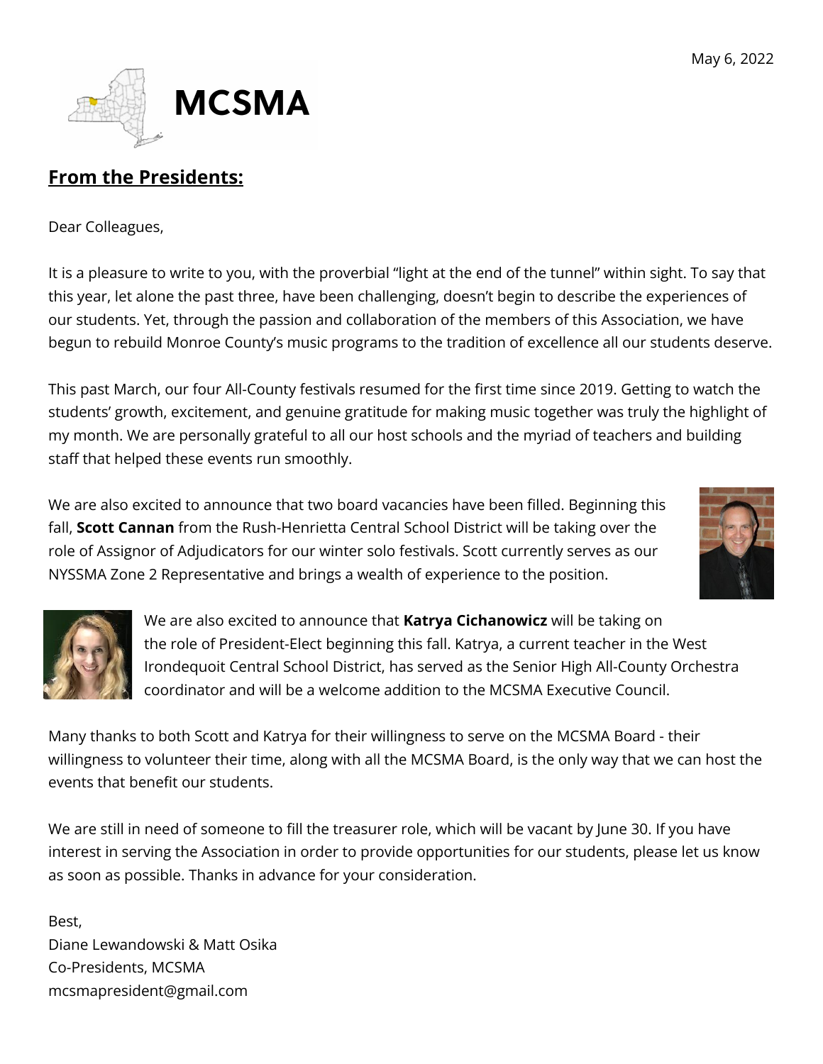May 6, 2022

# MCSMA

## **From the Presidents:**

Dear Colleagues,

It is a pleasure to write to you, with the proverbial "light at the end of the tunnel" within sight. To say that this year, let alone the past three, have been challenging, doesn't begin to describe the experiences of our students. Yet, through the passion and collaboration of the members of this Association, we have begun to rebuild Monroe County's music programs to the tradition of excellence all our students deserve.

This past March, our four All-County festivals resumed for the first time since 2019. Getting to watch the students' growth, excitement, and genuine gratitude for making music together was truly the highlight of my month. We are personally grateful to all our host schools and the myriad of teachers and building staff that helped these events run smoothly.

We are also excited to announce that two board vacancies have been filled. Beginning this fall, **Scott Cannan** from the Rush-Henrietta Central School District will be taking over the role of Assignor of Adjudicators for our winter solo festivals. Scott currently serves as our NYSSMA Zone 2 Representative and brings a wealth of experience to the position.

We are also excited to announce that **Katrya Cichanowicz** will be taking on the role of President-Elect beginning this fall. Katrya, a current teacher in the West Irondequoit Central School District, has served as the Senior High All-County Orchestra coordinator and will be a welcome addition to the MCSMA Executive Council.

Many thanks to both Scott and Katrya for their willingness to serve on the MCSMA Board - their willingness to volunteer their time, along with all the MCSMA Board, is the only way that we can host the events that benefit our students.

We are still in need of someone to fill the treasurer role, which will be vacant by June 30. If you have interest in serving the Association in order to provide opportunities for our students, please let us know as soon as possible. Thanks in advance for your consideration.

Best,
Diane Lewandowski & Matt Osika
Co-Presidents, MCSMA
mcsmapresident@gmail.com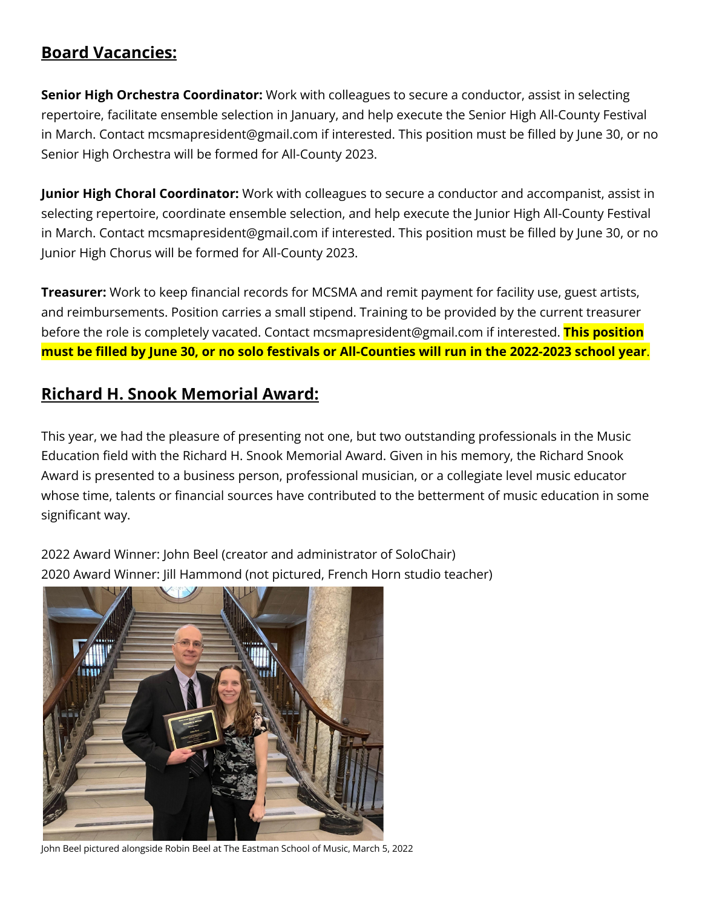## Board Vacancies:

**Senior High Orchestra Coordinator:** Work with colleagues to secure a conductor, assist in selecting repertoire, facilitate ensemble selection in January, and help execute the Senior High All-County Festival in March. Contact mcsmapresident@gmail.com if interested. This position must be filled by June 30, or no Senior High Orchestra will be formed for All-County 2023.

**Junior High Choral Coordinator:** Work with colleagues to secure a conductor and accompanist, assist in selecting repertoire, coordinate ensemble selection, and help execute the Junior High All-County Festival in March. Contact mcsmapresident@gmail.com if interested. This position must be filled by June 30, or no Junior High Chorus will be formed for All-County 2023.

**Treasurer:** Work to keep financial records for MCSMA and remit payment for facility use, guest artists, and reimbursements. Position carries a small stipend. Training to be provided by the current treasurer before the role is completely vacated. Contact mcsmapresident@gmail.com if interested. **This position must be filled by June 30, or no solo festivals or All-Counties will run in the 2022-2023 school year**.

## Richard H. Snook Memorial Award:

This year, we had the pleasure of presenting not one, but two outstanding professionals in the Music Education field with the Richard H. Snook Memorial Award. Given in his memory, the Richard Snook Award is presented to a business person, professional musician, or a collegiate level music educator whose time, talents or financial sources have contributed to the betterment of music education in some significant way.

2022 Award Winner: John Beel (creator and administrator of SoloChair)
2020 Award Winner: Jill Hammond (not pictured, French Horn studio teacher)

John Beel pictured alongside Robin Beel at The Eastman School of Music, March 5, 2022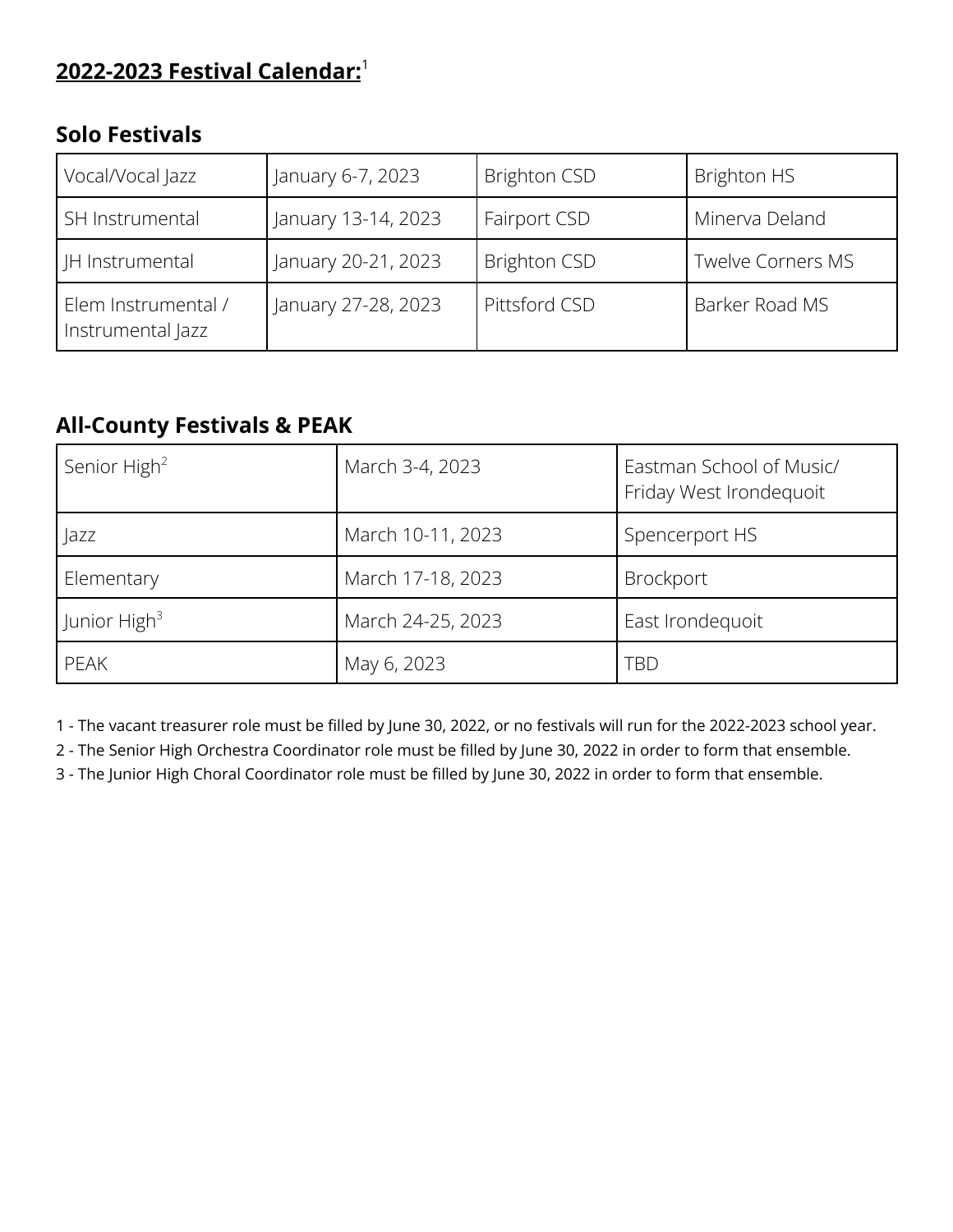## **2022-2023 Festival Calendar:**[1]

### Solo Festivals

| | | | |
|---|---|---|---|
| Vocal/Vocal Jazz | January 6-7, 2023 | Brighton CSD | Brighton HS |
| SH Instrumental | January 13-14, 2023 | Fairport CSD | Minerva Deland |
| JH Instrumental | January 20-21, 2023 | Brighton CSD | Twelve Corners MS |
| Elem Instrumental / Instrumental Jazz | January 27-28, 2023 | Pittsford CSD | Barker Road MS |

### All-County Festivals & PEAK

| | | |
|---|---|---|
| Senior High[2] | March 3-4, 2023 | Eastman School of Music/ Friday West Irondequoit |
| Jazz | March 10-11, 2023 | Spencerport HS |
| Elementary | March 17-18, 2023 | Brockport |
| Junior High[3] | March 24-25, 2023 | East Irondequoit |
| PEAK | May 6, 2023 | TBD |

1 - The vacant treasurer role must be filled by June 30, 2022, or no festivals will run for the 2022-2023 school year.

2 - The Senior High Orchestra Coordinator role must be filled by June 30, 2022 in order to form that ensemble.

3 - The Junior High Choral Coordinator role must be filled by June 30, 2022 in order to form that ensemble.